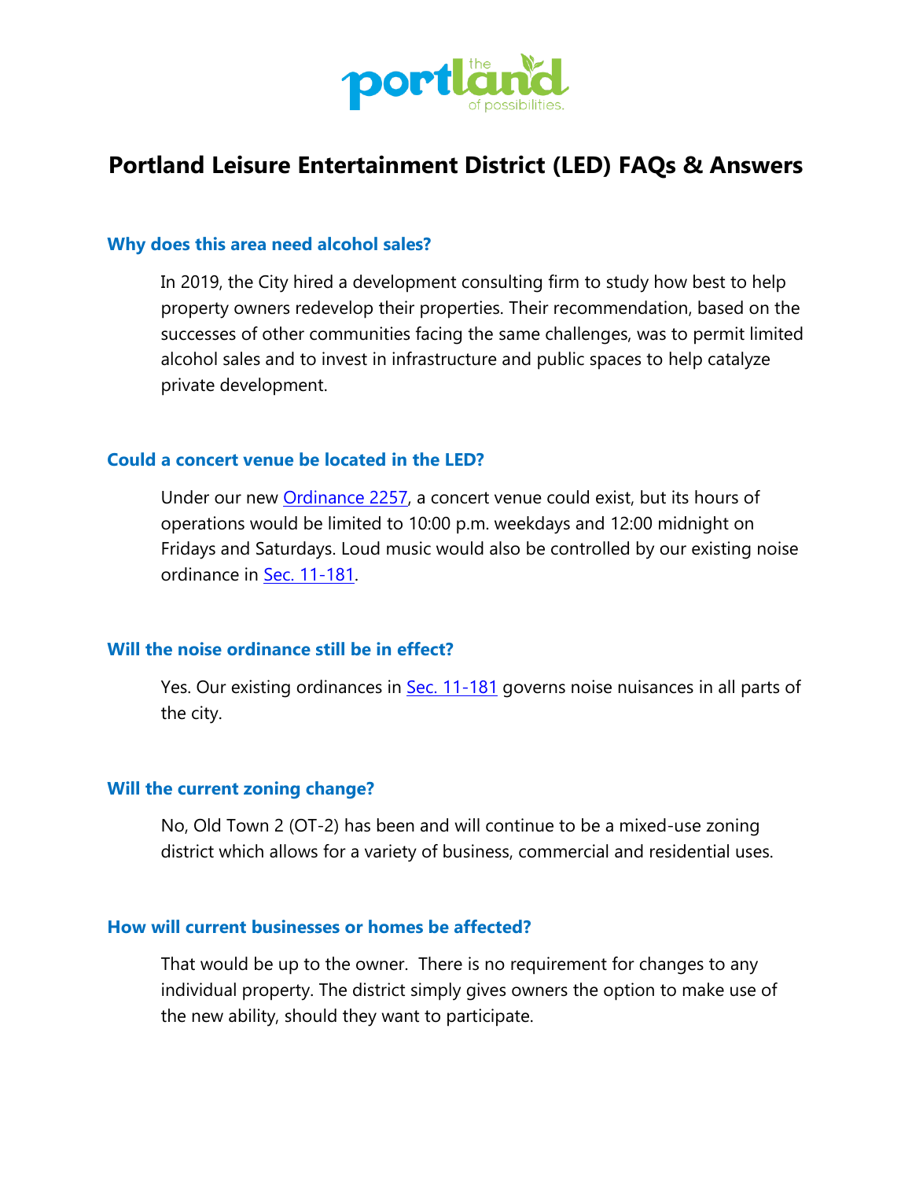# Portland Leisure Entertainment District (LED) FAQs & Answers

### Why does this area need alcohol sales?

In 2019, the City hired a development consulting firm to study how best to help property owners redevelop their properties. Their recommendation, based on the successes of other communities facing the same challenges, was to permit limited alcohol sales and to invest in infrastructure and public spaces to help catalyze private development.

### Could a concert venue be located in the LED?

Under our new Ordinance 2257, a concert venue could exist, but its hours of operations would be limited to 10:00 p.m. weekdays and 12:00 midnight on Fridays and Saturdays. Loud music would also be controlled by our existing noise ordinance in Sec. 11-181.

### Will the noise ordinance still be in effect?

Yes. Our existing ordinances in Sec. 11-181 governs noise nuisances in all parts of the city.

### Will the current zoning change?

No, Old Town 2 (OT-2) has been and will continue to be a mixed-use zoning district which allows for a variety of business, commercial and residential uses.

### How will current businesses or homes be affected?

That would be up to the owner. There is no requirement for changes to any individual property. The district simply gives owners the option to make use of the new ability, should they want to participate.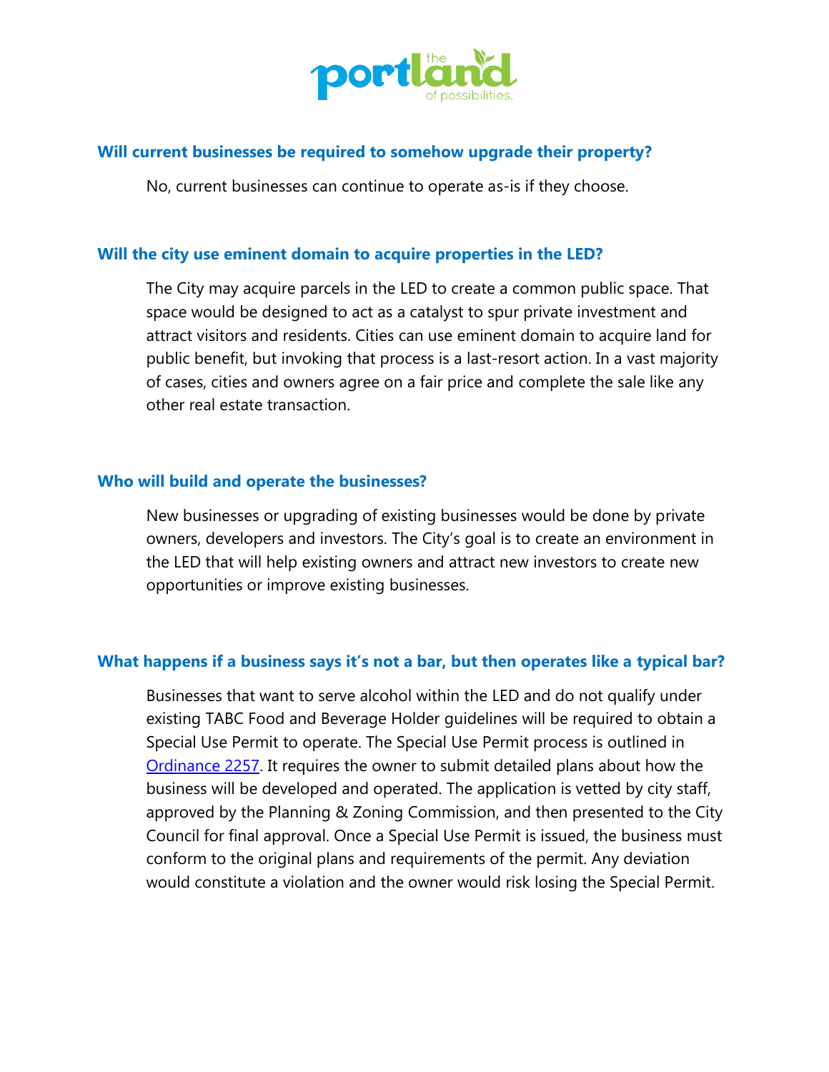### Will current businesses be required to somehow upgrade their property?

No, current businesses can continue to operate as-is if they choose.

### Will the city use eminent domain to acquire properties in the LED?

The City may acquire parcels in the LED to create a common public space. That space would be designed to act as a catalyst to spur private investment and attract visitors and residents. Cities can use eminent domain to acquire land for public benefit, but invoking that process is a last-resort action. In a vast majority of cases, cities and owners agree on a fair price and complete the sale like any other real estate transaction.

### Who will build and operate the businesses?

New businesses or upgrading of existing businesses would be done by private owners, developers and investors. The City's goal is to create an environment in the LED that will help existing owners and attract new investors to create new opportunities or improve existing businesses.

### What happens if a business says it's not a bar, but then operates like a typical bar?

Businesses that want to serve alcohol within the LED and do not qualify under existing TABC Food and Beverage Holder guidelines will be required to obtain a Special Use Permit to operate. The Special Use Permit process is outlined in Ordinance 2257. It requires the owner to submit detailed plans about how the business will be developed and operated. The application is vetted by city staff, approved by the Planning & Zoning Commission, and then presented to the City Council for final approval. Once a Special Use Permit is issued, the business must conform to the original plans and requirements of the permit. Any deviation would constitute a violation and the owner would risk losing the Special Permit.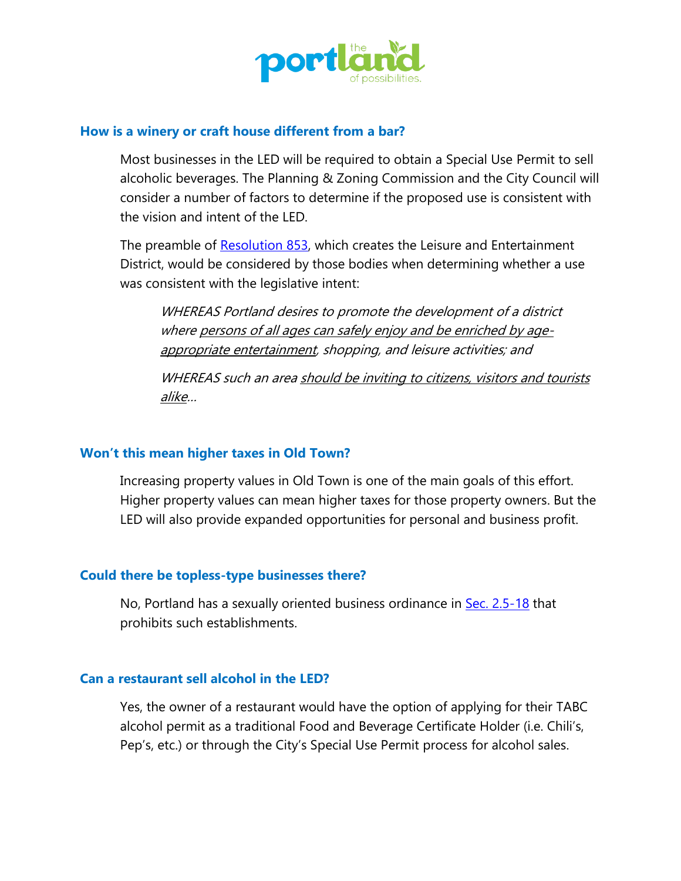### How is a winery or craft house different from a bar?

Most businesses in the LED will be required to obtain a Special Use Permit to sell alcoholic beverages. The Planning & Zoning Commission and the City Council will consider a number of factors to determine if the proposed use is consistent with the vision and intent of the LED.

The preamble of [Resolution 853](), which creates the Leisure and Entertainment District, would be considered by those bodies when determining whether a use was consistent with the legislative intent:

> *WHEREAS Portland desires to promote the development of a district where <u>persons of all ages can safely enjoy and be enriched by age-appropriate entertainment</u>, shopping, and leisure activities; and*
>
> *WHEREAS such an area <u>should be inviting to citizens, visitors and tourists alike</u>…*

### Won't this mean higher taxes in Old Town?

Increasing property values in Old Town is one of the main goals of this effort. Higher property values can mean higher taxes for those property owners. But the LED will also provide expanded opportunities for personal and business profit.

### Could there be topless-type businesses there?

No, Portland has a sexually oriented business ordinance in [Sec. 2.5-18]() that prohibits such establishments.

### Can a restaurant sell alcohol in the LED?

Yes, the owner of a restaurant would have the option of applying for their TABC alcohol permit as a traditional Food and Beverage Certificate Holder (i.e. Chili's, Pep's, etc.) or through the City's Special Use Permit process for alcohol sales.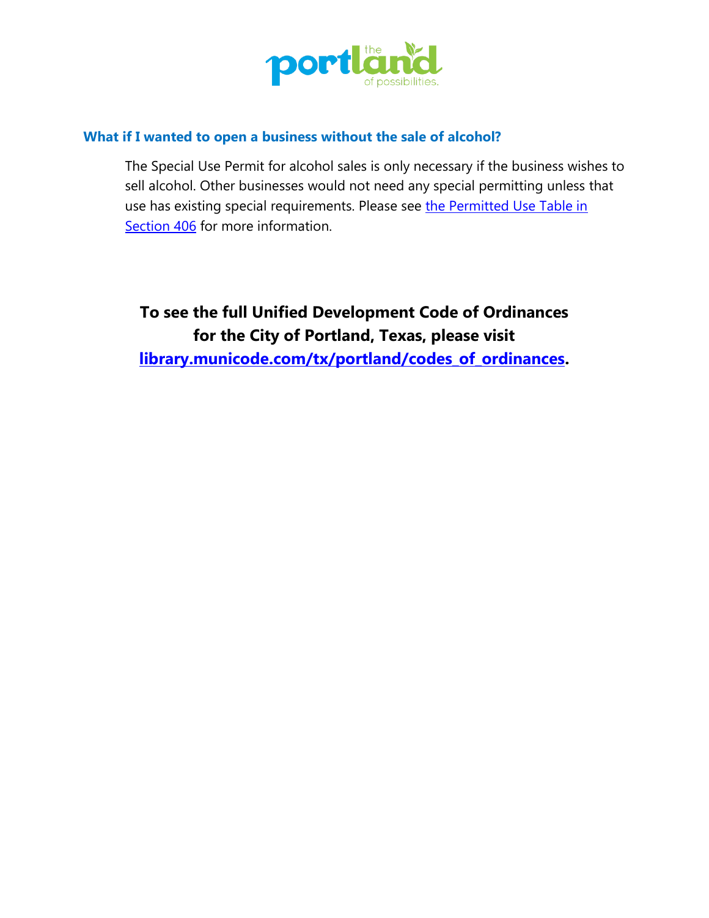### What if I wanted to open a business without the sale of alcohol?

The Special Use Permit for alcohol sales is only necessary if the business wishes to sell alcohol. Other businesses would not need any special permitting unless that use has existing special requirements. Please see the Permitted Use Table in Section 406 for more information.

**To see the full Unified Development Code of Ordinances for the City of Portland, Texas, please visit library.municode.com/tx/portland/codes_of_ordinances.**